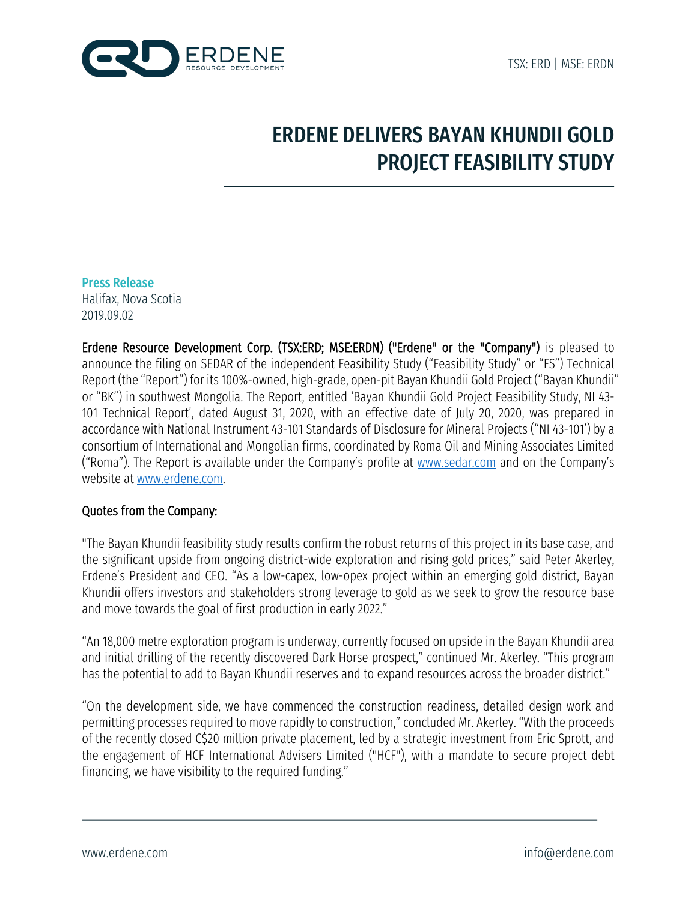TSX: ERD | MSE: ERDN

# ERDENE DELIVERS BAYAN KHUNDII GOLD PROJECT FEASIBILITY STUDY

**Press Release**
Halifax, Nova Scotia
2019.09.02

**Erdene Resource Development Corp. (TSX:ERD; MSE:ERDN) ("Erdene" or the "Company")** is pleased to announce the filing on SEDAR of the independent Feasibility Study ("Feasibility Study" or "FS") Technical Report (the "Report") for its 100%-owned, high-grade, open-pit Bayan Khundii Gold Project ("Bayan Khundii" or "BK") in southwest Mongolia. The Report, entitled 'Bayan Khundii Gold Project Feasibility Study, NI 43-101 Technical Report', dated August 31, 2020, with an effective date of July 20, 2020, was prepared in accordance with National Instrument 43-101 Standards of Disclosure for Mineral Projects ("NI 43-101') by a consortium of International and Mongolian firms, coordinated by Roma Oil and Mining Associates Limited ("Roma"). The Report is available under the Company's profile at www.sedar.com and on the Company's website at www.erdene.com.

## Quotes from the Company:

"The Bayan Khundii feasibility study results confirm the robust returns of this project in its base case, and the significant upside from ongoing district-wide exploration and rising gold prices," said Peter Akerley, Erdene's President and CEO. "As a low-capex, low-opex project within an emerging gold district, Bayan Khundii offers investors and stakeholders strong leverage to gold as we seek to grow the resource base and move towards the goal of first production in early 2022."

"An 18,000 metre exploration program is underway, currently focused on upside in the Bayan Khundii area and initial drilling of the recently discovered Dark Horse prospect," continued Mr. Akerley. "This program has the potential to add to Bayan Khundii reserves and to expand resources across the broader district."

"On the development side, we have commenced the construction readiness, detailed design work and permitting processes required to move rapidly to construction," concluded Mr. Akerley. "With the proceeds of the recently closed C$20 million private placement, led by a strategic investment from Eric Sprott, and the engagement of HCF International Advisers Limited ("HCF"), with a mandate to secure project debt financing, we have visibility to the required funding."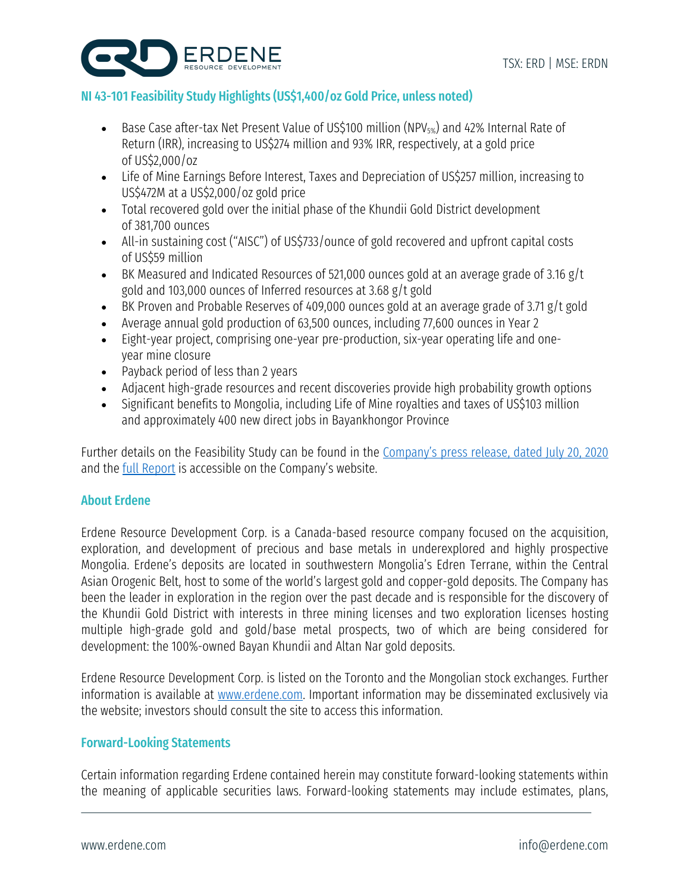## NI 43-101 Feasibility Study Highlights (US$1,400/oz Gold Price, unless noted)

- Base Case after-tax Net Present Value of US$100 million ($NPV_{5\%}$) and 42% Internal Rate of Return (IRR), increasing to US$274 million and 93% IRR, respectively, at a gold price of US$2,000/oz
- Life of Mine Earnings Before Interest, Taxes and Depreciation of US$257 million, increasing to US$472M at a US$2,000/oz gold price
- Total recovered gold over the initial phase of the Khundii Gold District development of 381,700 ounces
- All-in sustaining cost ("AISC") of US$733/ounce of gold recovered and upfront capital costs of US$59 million
- BK Measured and Indicated Resources of 521,000 ounces gold at an average grade of 3.16 g/t gold and 103,000 ounces of Inferred resources at 3.68 g/t gold
- BK Proven and Probable Reserves of 409,000 ounces gold at an average grade of 3.71 g/t gold
- Average annual gold production of 63,500 ounces, including 77,600 ounces in Year 2
- Eight-year project, comprising one-year pre-production, six-year operating life and one-year mine closure
- Payback period of less than 2 years
- Adjacent high-grade resources and recent discoveries provide high probability growth options
- Significant benefits to Mongolia, including Life of Mine royalties and taxes of US$103 million and approximately 400 new direct jobs in Bayankhongor Province

Further details on the Feasibility Study can be found in the Company's press release, dated July 20, 2020 and the full Report is accessible on the Company's website.

## About Erdene

Erdene Resource Development Corp. is a Canada-based resource company focused on the acquisition, exploration, and development of precious and base metals in underexplored and highly prospective Mongolia. Erdene's deposits are located in southwestern Mongolia's Edren Terrane, within the Central Asian Orogenic Belt, host to some of the world's largest gold and copper-gold deposits. The Company has been the leader in exploration in the region over the past decade and is responsible for the discovery of the Khundii Gold District with interests in three mining licenses and two exploration licenses hosting multiple high-grade gold and gold/base metal prospects, two of which are being considered for development: the 100%-owned Bayan Khundii and Altan Nar gold deposits.

Erdene Resource Development Corp. is listed on the Toronto and the Mongolian stock exchanges. Further information is available at www.erdene.com. Important information may be disseminated exclusively via the website; investors should consult the site to access this information.

## Forward-Looking Statements

Certain information regarding Erdene contained herein may constitute forward-looking statements within the meaning of applicable securities laws. Forward-looking statements may include estimates, plans,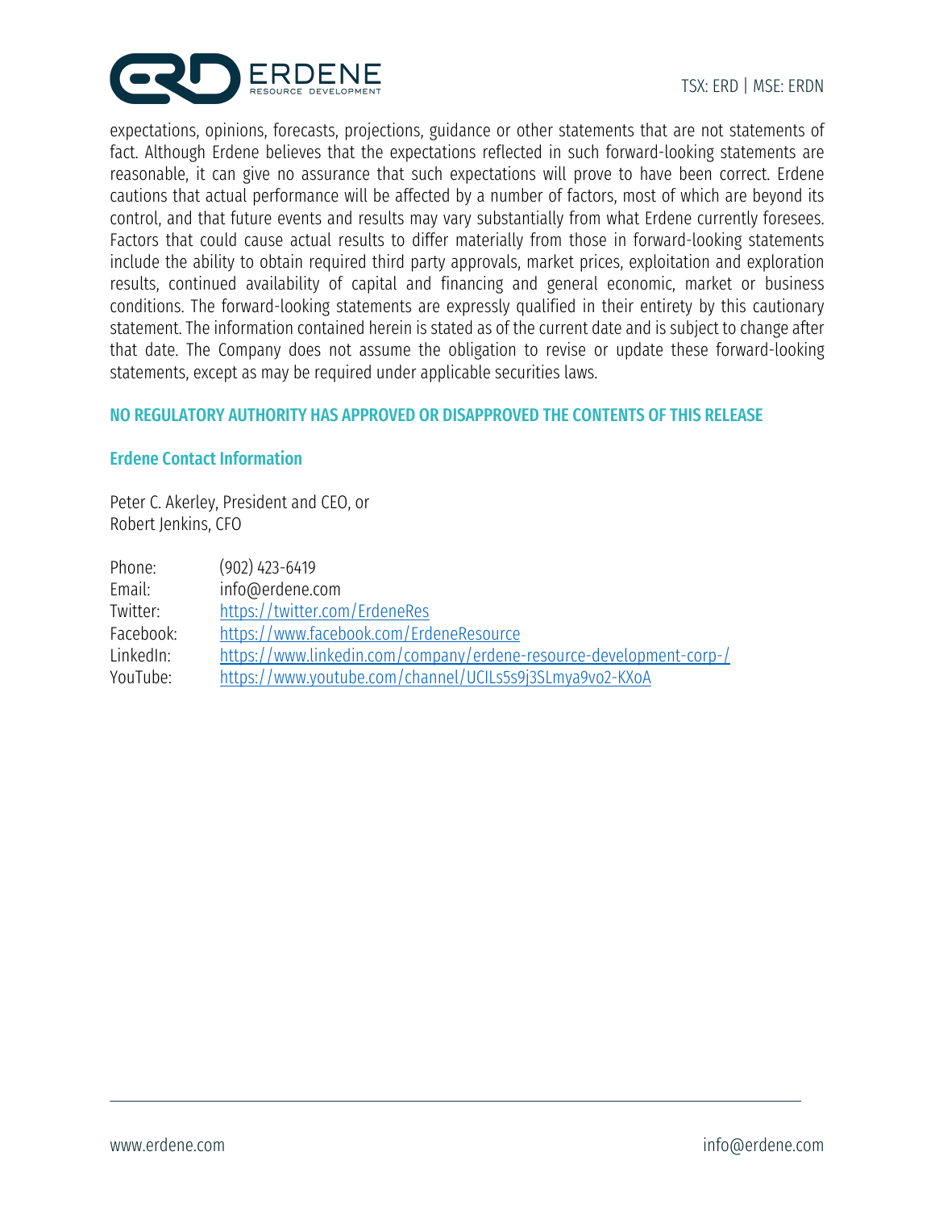expectations, opinions, forecasts, projections, guidance or other statements that are not statements of fact. Although Erdene believes that the expectations reflected in such forward-looking statements are reasonable, it can give no assurance that such expectations will prove to have been correct. Erdene cautions that actual performance will be affected by a number of factors, most of which are beyond its control, and that future events and results may vary substantially from what Erdene currently foresees. Factors that could cause actual results to differ materially from those in forward-looking statements include the ability to obtain required third party approvals, market prices, exploitation and exploration results, continued availability of capital and financing and general economic, market or business conditions. The forward-looking statements are expressly qualified in their entirety by this cautionary statement. The information contained herein is stated as of the current date and is subject to change after that date. The Company does not assume the obligation to revise or update these forward-looking statements, except as may be required under applicable securities laws.

**NO REGULATORY AUTHORITY HAS APPROVED OR DISAPPROVED THE CONTENTS OF THIS RELEASE**

## Erdene Contact Information

Peter C. Akerley, President and CEO, or
Robert Jenkins, CFO

| | |
|---|---|
| Phone: | (902) 423-6419 |
| Email: | info@erdene.com |
| Twitter: | https://twitter.com/ErdeneRes |
| Facebook: | https://www.facebook.com/ErdeneResource |
| LinkedIn: | https://www.linkedin.com/company/erdene-resource-development-corp-/ |
| YouTube: | https://www.youtube.com/channel/UCILs5s9j3SLmya9vo2-KXoA |